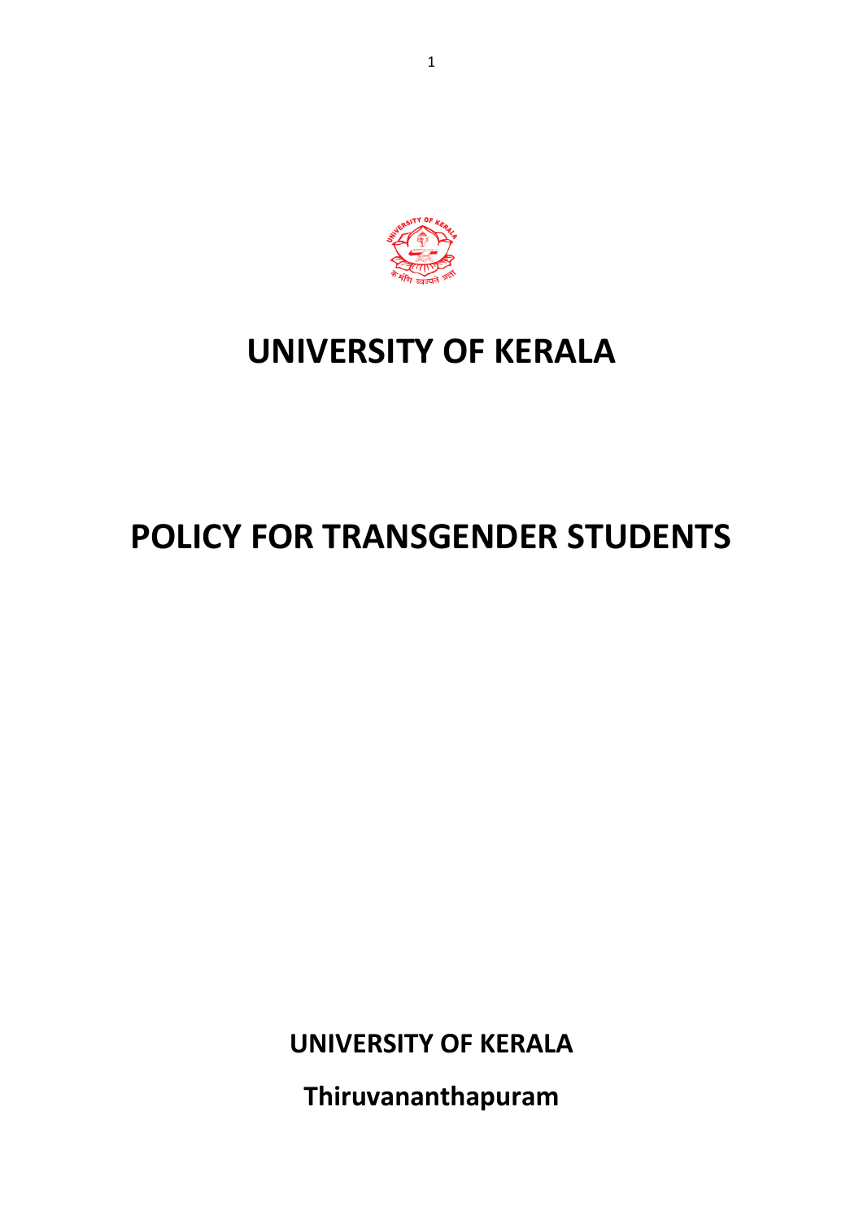# UNIVERSITY OF KERALA

# POLICY FOR TRANSGENDER STUDENTS

**UNIVERSITY OF KERALA**

**Thiruvananthapuram**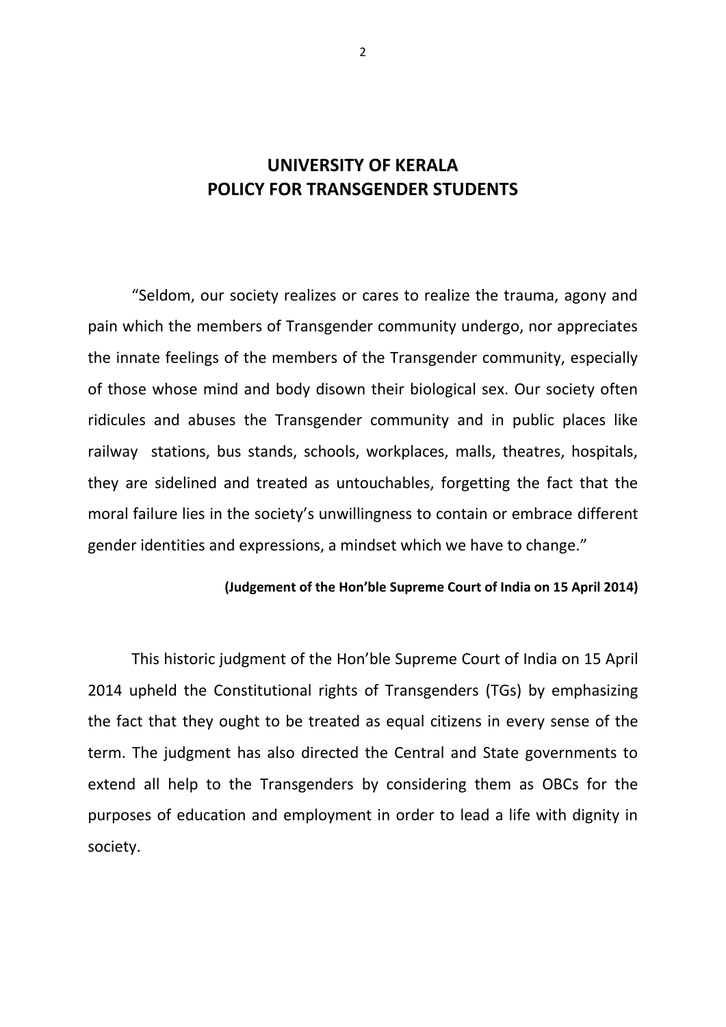# UNIVERSITY OF KERALA
# POLICY FOR TRANSGENDER STUDENTS

"Seldom, our society realizes or cares to realize the trauma, agony and pain which the members of Transgender community undergo, nor appreciates the innate feelings of the members of the Transgender community, especially of those whose mind and body disown their biological sex. Our society often ridicules and abuses the Transgender community and in public places like railway stations, bus stands, schools, workplaces, malls, theatres, hospitals, they are sidelined and treated as untouchables, forgetting the fact that the moral failure lies in the society's unwillingness to contain or embrace different gender identities and expressions, a mindset which we have to change."

**(Judgement of the Hon'ble Supreme Court of India on 15 April 2014)**

This historic judgment of the Hon'ble Supreme Court of India on 15 April 2014 upheld the Constitutional rights of Transgenders (TGs) by emphasizing the fact that they ought to be treated as equal citizens in every sense of the term. The judgment has also directed the Central and State governments to extend all help to the Transgenders by considering them as OBCs for the purposes of education and employment in order to lead a life with dignity in society.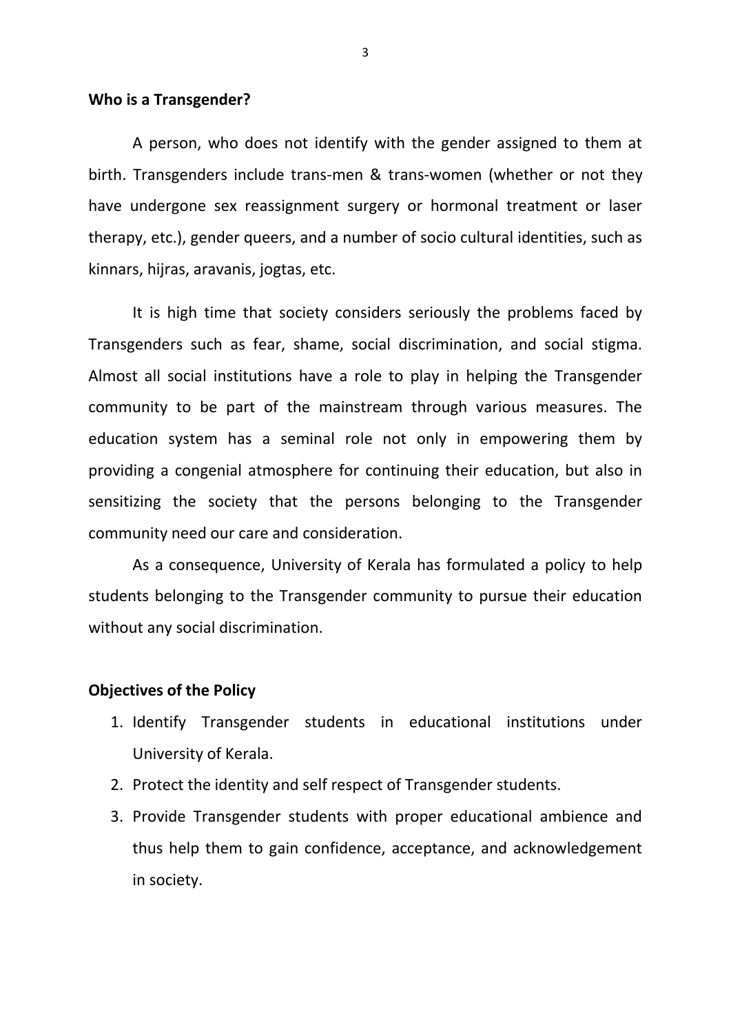**Who is a Transgender?**

A person, who does not identify with the gender assigned to them at birth. Transgenders include trans-men & trans-women (whether or not they have undergone sex reassignment surgery or hormonal treatment or laser therapy, etc.), gender queers, and a number of socio cultural identities, such as kinnars, hijras, aravanis, jogtas, etc.

It is high time that society considers seriously the problems faced by Transgenders such as fear, shame, social discrimination, and social stigma. Almost all social institutions have a role to play in helping the Transgender community to be part of the mainstream through various measures. The education system has a seminal role not only in empowering them by providing a congenial atmosphere for continuing their education, but also in sensitizing the society that the persons belonging to the Transgender community need our care and consideration.

As a consequence, University of Kerala has formulated a policy to help students belonging to the Transgender community to pursue their education without any social discrimination.

**Objectives of the Policy**

1. Identify Transgender students in educational institutions under University of Kerala.
2. Protect the identity and self respect of Transgender students.
3. Provide Transgender students with proper educational ambience and thus help them to gain confidence, acceptance, and acknowledgement in society.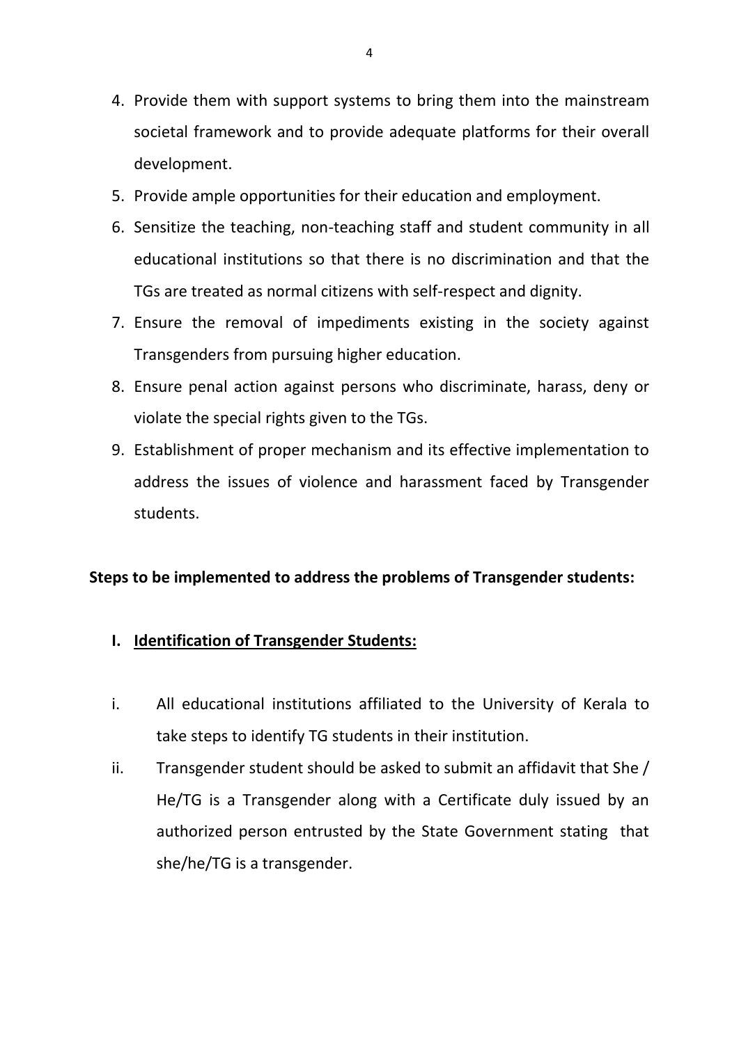4. Provide them with support systems to bring them into the mainstream societal framework and to provide adequate platforms for their overall development.
5. Provide ample opportunities for their education and employment.
6. Sensitize the teaching, non-teaching staff and student community in all educational institutions so that there is no discrimination and that the TGs are treated as normal citizens with self-respect and dignity.
7. Ensure the removal of impediments existing in the society against Transgenders from pursuing higher education.
8. Ensure penal action against persons who discriminate, harass, deny or violate the special rights given to the TGs.
9. Establishment of proper mechanism and its effective implementation to address the issues of violence and harassment faced by Transgender students.

**Steps to be implemented to address the problems of Transgender students:**

**I. <u>Identification of Transgender Students:</u>**

i. All educational institutions affiliated to the University of Kerala to take steps to identify TG students in their institution.

ii. Transgender student should be asked to submit an affidavit that She / He/TG is a Transgender along with a Certificate duly issued by an authorized person entrusted by the State Government stating that she/he/TG is a transgender.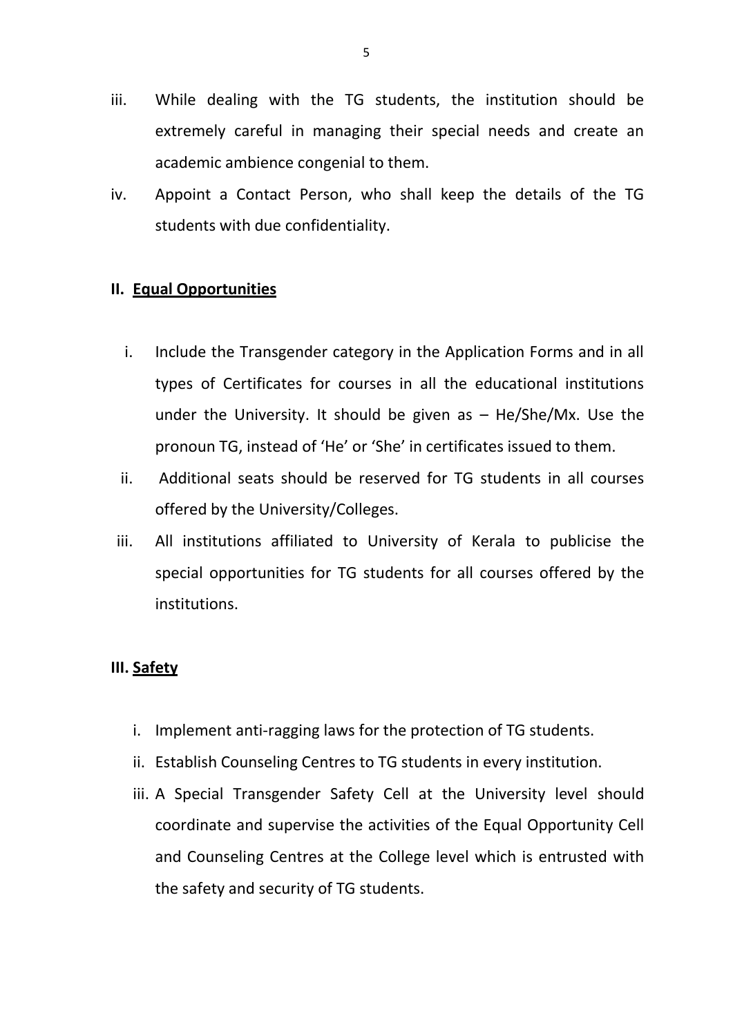iii. While dealing with the TG students, the institution should be extremely careful in managing their special needs and create an academic ambience congenial to them.

iv. Appoint a Contact Person, who shall keep the details of the TG students with due confidentiality.

**II. <u>Equal Opportunities</u>**

i. Include the Transgender category in the Application Forms and in all types of Certificates for courses in all the educational institutions under the University. It should be given as – He/She/Mx. Use the pronoun TG, instead of 'He' or 'She' in certificates issued to them.

ii. Additional seats should be reserved for TG students in all courses offered by the University/Colleges.

iii. All institutions affiliated to University of Kerala to publicise the special opportunities for TG students for all courses offered by the institutions.

**III. <u>Safety</u>**

i. Implement anti-ragging laws for the protection of TG students.

ii. Establish Counseling Centres to TG students in every institution.

iii. A Special Transgender Safety Cell at the University level should coordinate and supervise the activities of the Equal Opportunity Cell and Counseling Centres at the College level which is entrusted with the safety and security of TG students.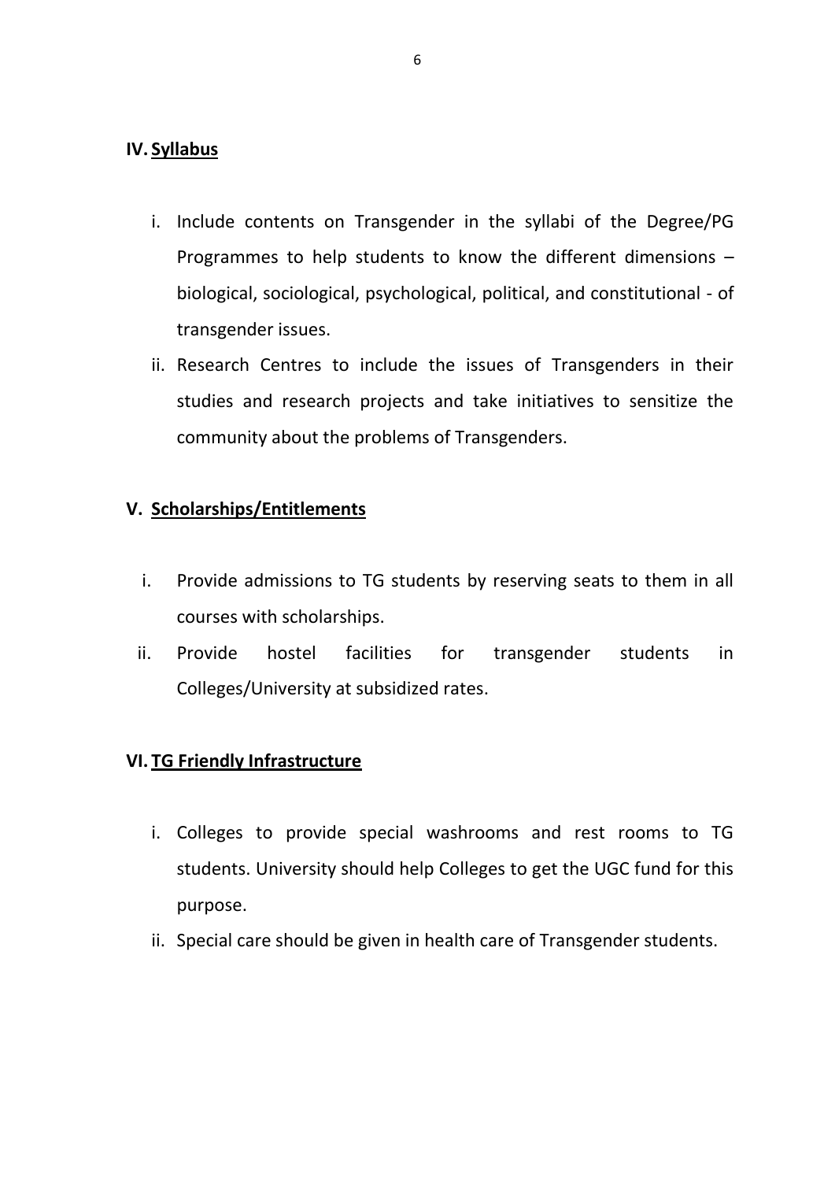## IV. Syllabus

i. Include contents on Transgender in the syllabi of the Degree/PG Programmes to help students to know the different dimensions – biological, sociological, psychological, political, and constitutional - of transgender issues.

ii. Research Centres to include the issues of Transgenders in their studies and research projects and take initiatives to sensitize the community about the problems of Transgenders.

## V. Scholarships/Entitlements

i. Provide admissions to TG students by reserving seats to them in all courses with scholarships.

ii. Provide hostel facilities for transgender students in Colleges/University at subsidized rates.

## VI. TG Friendly Infrastructure

i. Colleges to provide special washrooms and rest rooms to TG students. University should help Colleges to get the UGC fund for this purpose.

ii. Special care should be given in health care of Transgender students.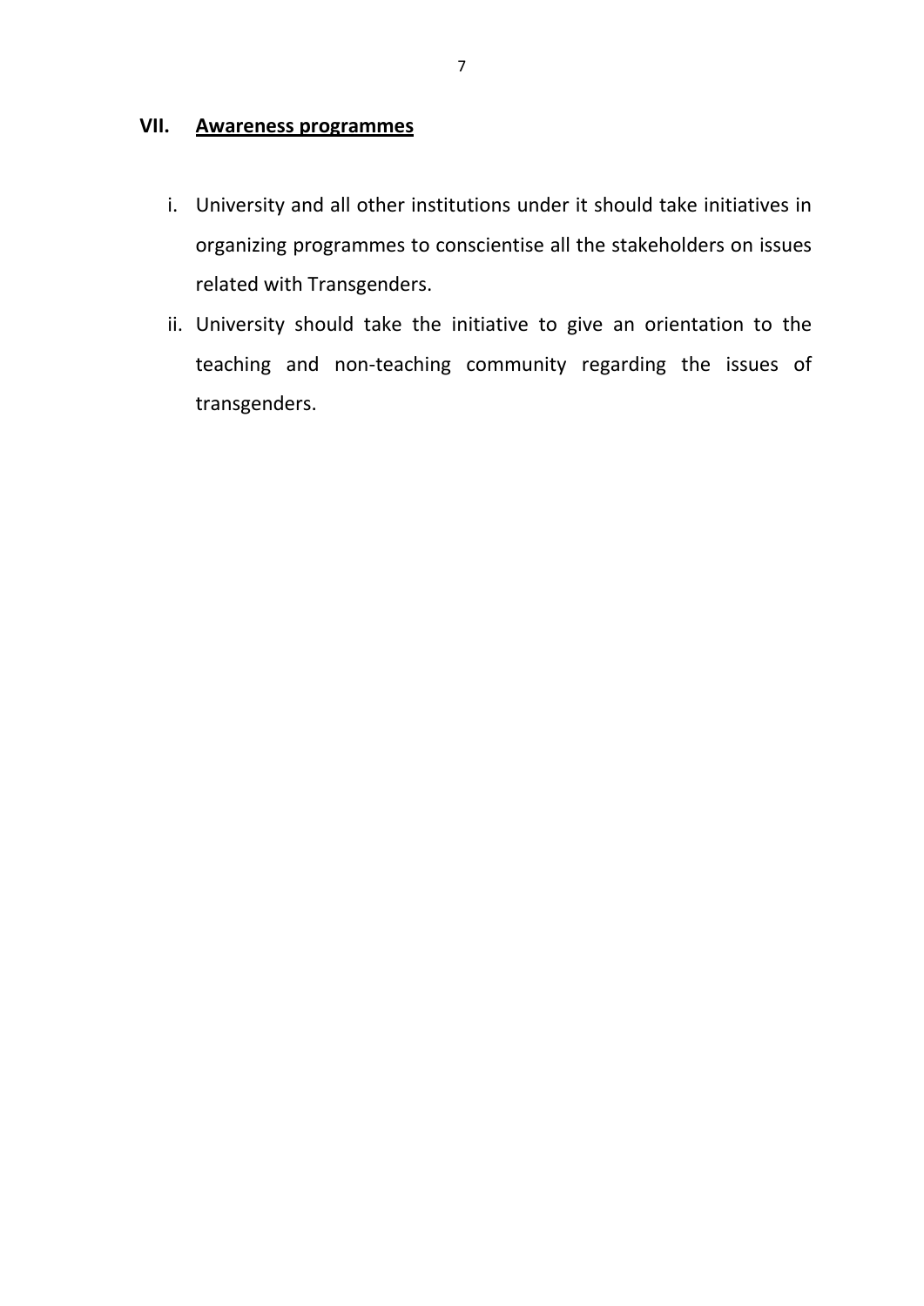## VII. Awareness programmes

i. University and all other institutions under it should take initiatives in organizing programmes to conscientise all the stakeholders on issues related with Transgenders.

ii. University should take the initiative to give an orientation to the teaching and non-teaching community regarding the issues of transgenders.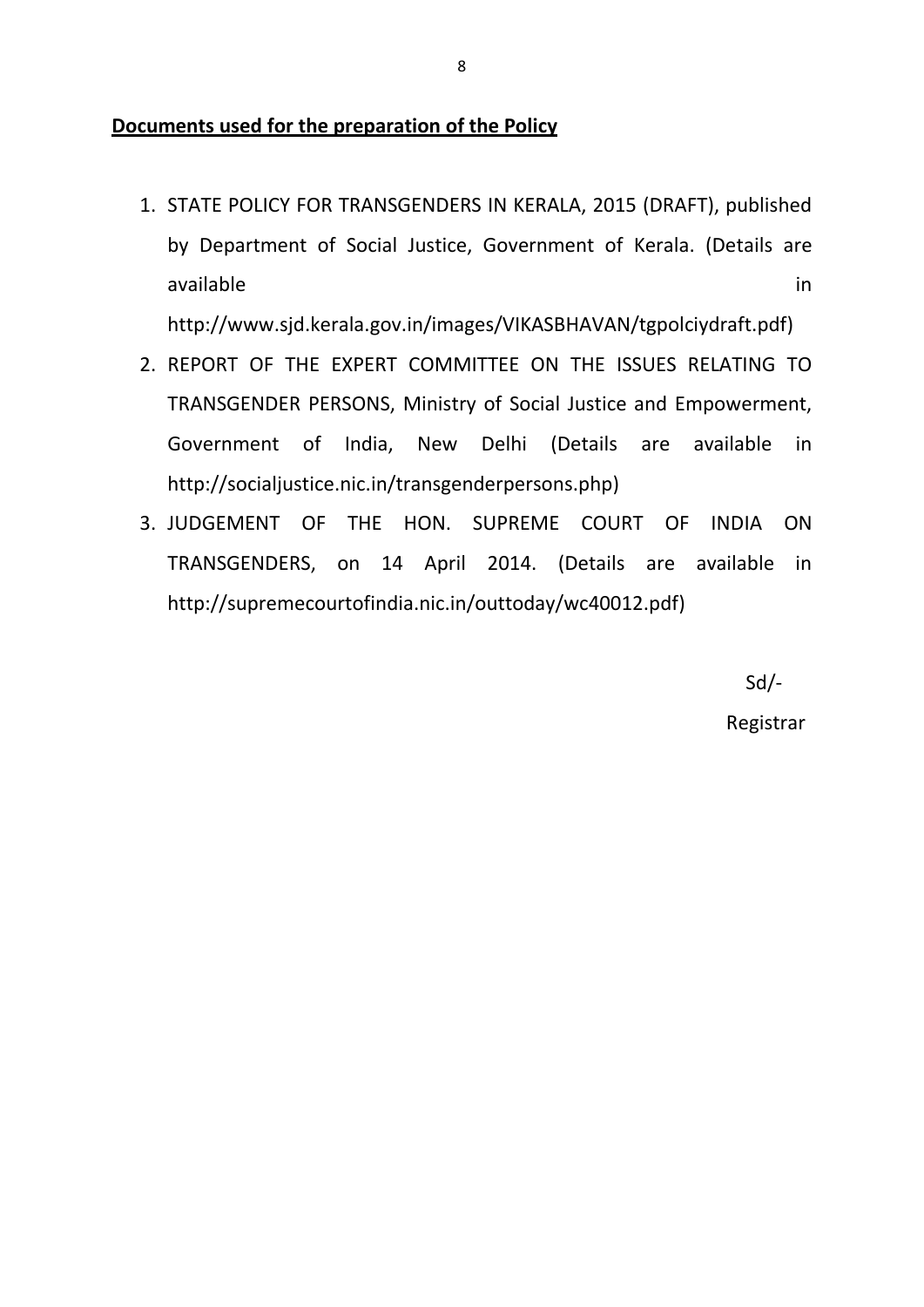**Documents used for the preparation of the Policy**

1. STATE POLICY FOR TRANSGENDERS IN KERALA, 2015 (DRAFT), published by Department of Social Justice, Government of Kerala. (Details are available in http://www.sjd.kerala.gov.in/images/VIKASBHAVAN/tgpolciydraft.pdf)
2. REPORT OF THE EXPERT COMMITTEE ON THE ISSUES RELATING TO TRANSGENDER PERSONS, Ministry of Social Justice and Empowerment, Government of India, New Delhi (Details are available in http://socialjustice.nic.in/transgenderpersons.php)
3. JUDGEMENT OF THE HON. SUPREME COURT OF INDIA ON TRANSGENDERS, on 14 April 2014. (Details are available in http://supremecourtofindia.nic.in/outtoday/wc40012.pdf)

Sd/-

Registrar